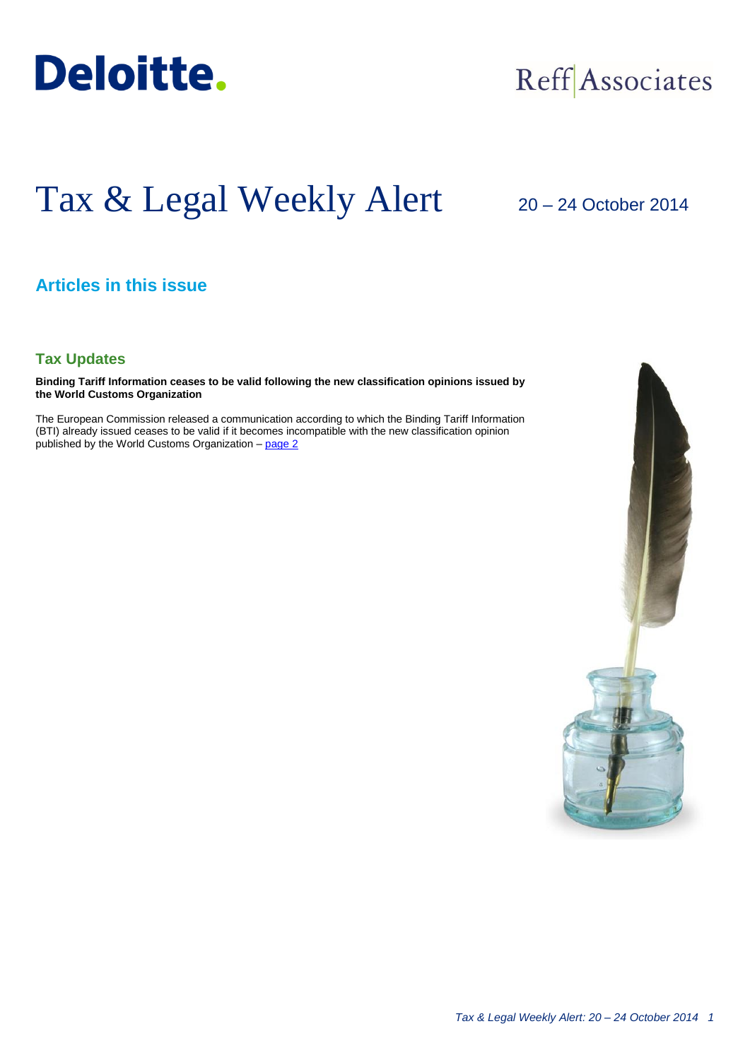Deloitte.

Reff Associates

# Tax & Legal Weekly Alert

20 – 24 October 2014

## Articles in this issue

### Tax Updates

**Binding Tariff Information ceases to be valid following the new classification opinions issued by the World Customs Organization**

The European Commission released a communication according to which the Binding Tariff Information (BTI) already issued ceases to be valid if it becomes incompatible with the new classification opinion published by the World Customs Organization – page 2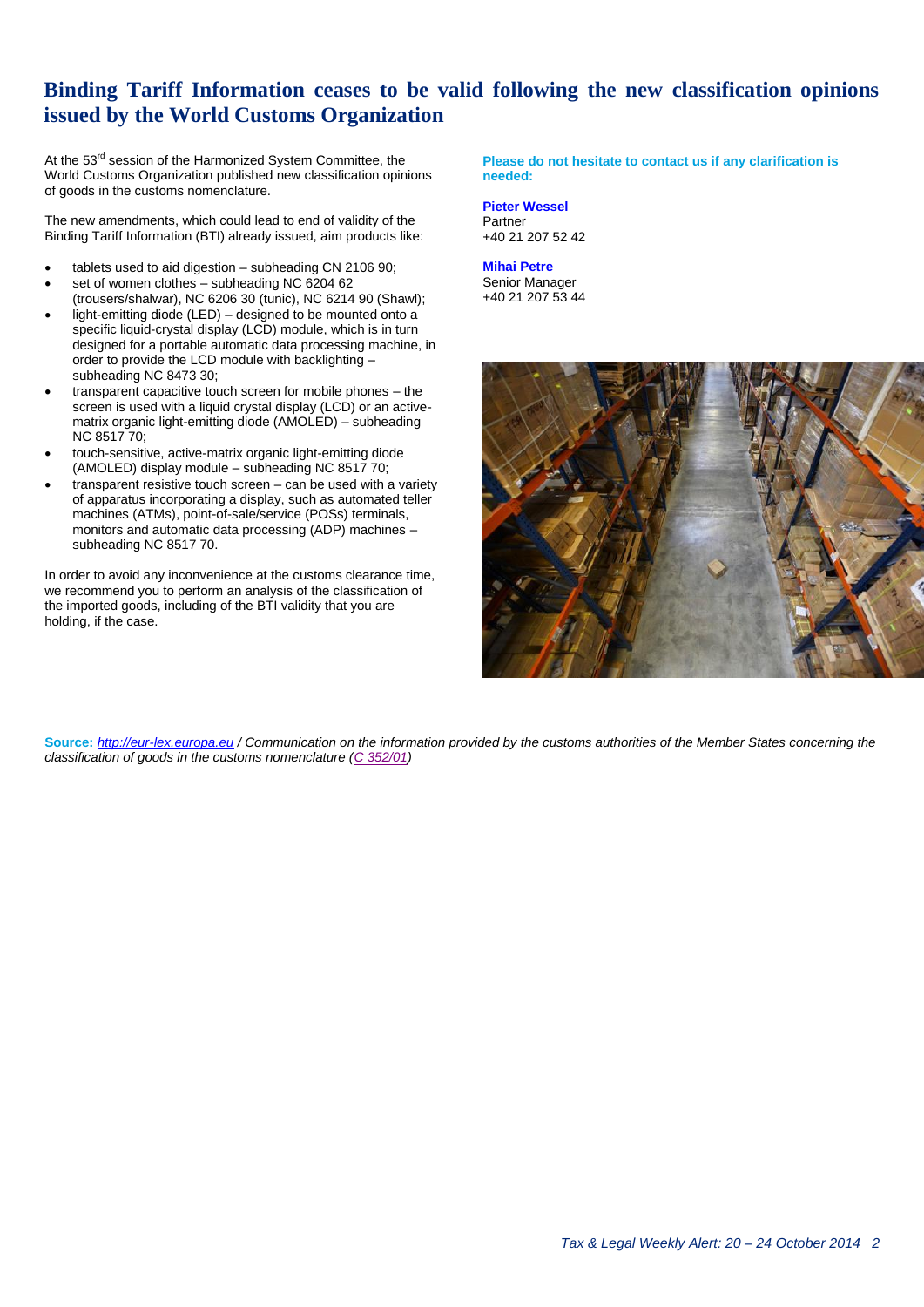# Binding Tariff Information ceases to be valid following the new classification opinions issued by the World Customs Organization

At the 53rd session of the Harmonized System Committee, the World Customs Organization published new classification opinions of goods in the customs nomenclature.

The new amendments, which could lead to end of validity of the Binding Tariff Information (BTI) already issued, aim products like:

- tablets used to aid digestion – subheading CN 2106 90;
- set of women clothes – subheading NC 6204 62 (trousers/shalwar), NC 6206 30 (tunic), NC 6214 90 (Shawl);
- light-emitting diode (LED) – designed to be mounted onto a specific liquid-crystal display (LCD) module, which is in turn designed for a portable automatic data processing machine, in order to provide the LCD module with backlighting – subheading NC 8473 30;
- transparent capacitive touch screen for mobile phones – the screen is used with a liquid crystal display (LCD) or an active-matrix organic light-emitting diode (AMOLED) – subheading NC 8517 70;
- touch-sensitive, active-matrix organic light-emitting diode (AMOLED) display module – subheading NC 8517 70;
- transparent resistive touch screen – can be used with a variety of apparatus incorporating a display, such as automated teller machines (ATMs), point-of-sale/service (POSs) terminals, monitors and automatic data processing (ADP) machines – subheading NC 8517 70.

In order to avoid any inconvenience at the customs clearance time, we recommend you to perform an analysis of the classification of the imported goods, including of the BTI validity that you are holding, if the case.

**Please do not hesitate to contact us if any clarification is needed:**

**Pieter Wessel**
Partner
+40 21 207 52 42

**Mihai Petre**
Senior Manager
+40 21 207 53 44

**Source:** *http://eur-lex.europa.eu / Communication on the information provided by the customs authorities of the Member States concerning the classification of goods in the customs nomenclature (C 352/01)*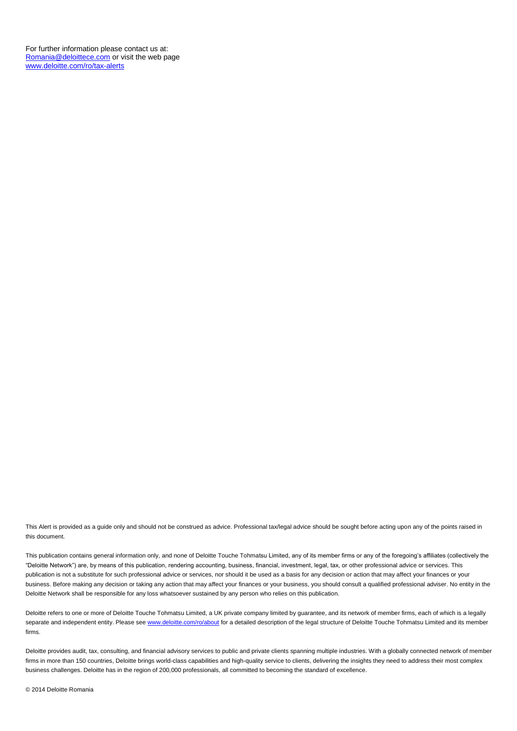For further information please contact us at:
[Romania@deloittece.com](mailto:Romania@deloittece.com) or visit the web page
[www.deloitte.com/ro/tax-alerts](http://www.deloitte.com/ro/tax-alerts)

This Alert is provided as a guide only and should not be construed as advice. Professional tax/legal advice should be sought before acting upon any of the points raised in this document.

This publication contains general information only, and none of Deloitte Touche Tohmatsu Limited, any of its member firms or any of the foregoing's affiliates (collectively the "Deloitte Network") are, by means of this publication, rendering accounting, business, financial, investment, legal, tax, or other professional advice or services. This publication is not a substitute for such professional advice or services, nor should it be used as a basis for any decision or action that may affect your finances or your business. Before making any decision or taking any action that may affect your finances or your business, you should consult a qualified professional adviser. No entity in the Deloitte Network shall be responsible for any loss whatsoever sustained by any person who relies on this publication.

Deloitte refers to one or more of Deloitte Touche Tohmatsu Limited, a UK private company limited by guarantee, and its network of member firms, each of which is a legally separate and independent entity. Please see [www.deloitte.com/ro/about](http://www.deloitte.com/ro/about) for a detailed description of the legal structure of Deloitte Touche Tohmatsu Limited and its member firms.

Deloitte provides audit, tax, consulting, and financial advisory services to public and private clients spanning multiple industries. With a globally connected network of member firms in more than 150 countries, Deloitte brings world-class capabilities and high-quality service to clients, delivering the insights they need to address their most complex business challenges. Deloitte has in the region of 200,000 professionals, all committed to becoming the standard of excellence.

© 2014 Deloitte Romania